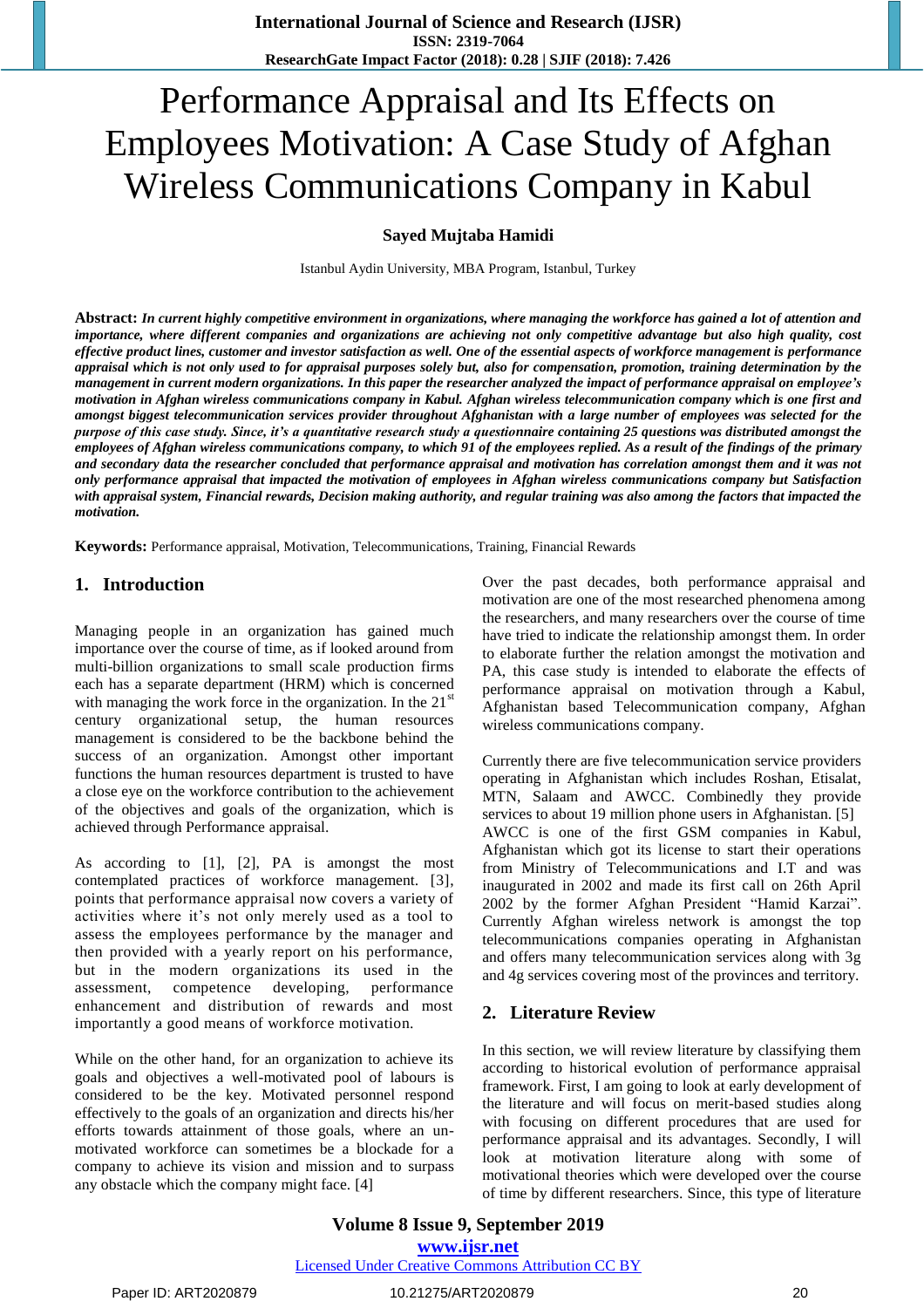# Performance Appraisal and Its Effects on Employees Motivation: A Case Study of Afghan Wireless Communications Company in Kabul

**Sayed Mujtaba Hamidi**

Istanbul Aydin University, MBA Program, Istanbul, Turkey

**Abstract:** ***In current highly competitive environment in organizations, where managing the workforce has gained a lot of attention and importance, where different companies and organizations are achieving not only competitive advantage but also high quality, cost effective product lines, customer and investor satisfaction as well. One of the essential aspects of workforce management is performance appraisal which is not only used to for appraisal purposes solely but, also for compensation, promotion, training determination by the management in current modern organizations. In this paper the researcher analyzed the impact of performance appraisal on employee's motivation in Afghan wireless communications company in Kabul. Afghan wireless telecommunication company which is one first and amongst biggest telecommunication services provider throughout Afghanistan with a large number of employees was selected for the purpose of this case study. Since, it's a quantitative research study a questionnaire containing 25 questions was distributed amongst the employees of Afghan wireless communications company, to which 91 of the employees replied. As a result of the findings of the primary and secondary data the researcher concluded that performance appraisal and motivation has correlation amongst them and it was not only performance appraisal that impacted the motivation of employees in Afghan wireless communications company but Satisfaction with appraisal system, Financial rewards, Decision making authority, and regular training was also among the factors that impacted the motivation.***

**Keywords:** Performance appraisal, Motivation, Telecommunications, Training, Financial Rewards

## 1. Introduction

Managing people in an organization has gained much importance over the course of time, as if looked around from multi-billion organizations to small scale production firms each has a separate department (HRM) which is concerned with managing the work force in the organization. In the 21st century organizational setup, the human resources management is considered to be the backbone behind the success of an organization. Amongst other important functions the human resources department is trusted to have a close eye on the workforce contribution to the achievement of the objectives and goals of the organization, which is achieved through Performance appraisal.

As according to [1], [2], PA is amongst the most contemplated practices of workforce management. [3], points that performance appraisal now covers a variety of activities where it's not only merely used as a tool to assess the employees performance by the manager and then provided with a yearly report on his performance, but in the modern organizations its used in the assessment, competence developing, performance enhancement and distribution of rewards and most importantly a good means of workforce motivation.

While on the other hand, for an organization to achieve its goals and objectives a well-motivated pool of labours is considered to be the key. Motivated personnel respond effectively to the goals of an organization and directs his/her efforts towards attainment of those goals, where an un-motivated workforce can sometimes be a blockade for a company to achieve its vision and mission and to surpass any obstacle which the company might face. [4]

Over the past decades, both performance appraisal and motivation are one of the most researched phenomena among the researchers, and many researchers over the course of time have tried to indicate the relationship amongst them. In order to elaborate further the relation amongst the motivation and PA, this case study is intended to elaborate the effects of performance appraisal on motivation through a Kabul, Afghanistan based Telecommunication company, Afghan wireless communications company.

Currently there are five telecommunication service providers operating in Afghanistan which includes Roshan, Etisalat, MTN, Salaam and AWCC. Combinedly they provide services to about 19 million phone users in Afghanistan. [5] AWCC is one of the first GSM companies in Kabul, Afghanistan which got its license to start their operations from Ministry of Telecommunications and I.T and was inaugurated in 2002 and made its first call on 26th April 2002 by the former Afghan President "Hamid Karzai". Currently Afghan wireless network is amongst the top telecommunications companies operating in Afghanistan and offers many telecommunication services along with 3g and 4g services covering most of the provinces and territory.

## 2. Literature Review

In this section, we will review literature by classifying them according to historical evolution of performance appraisal framework. First, I am going to look at early development of the literature and will focus on merit-based studies along with focusing on different procedures that are used for performance appraisal and its advantages. Secondly, I will look at motivation literature along with some of motivational theories which were developed over the course of time by different researchers. Since, this type of literature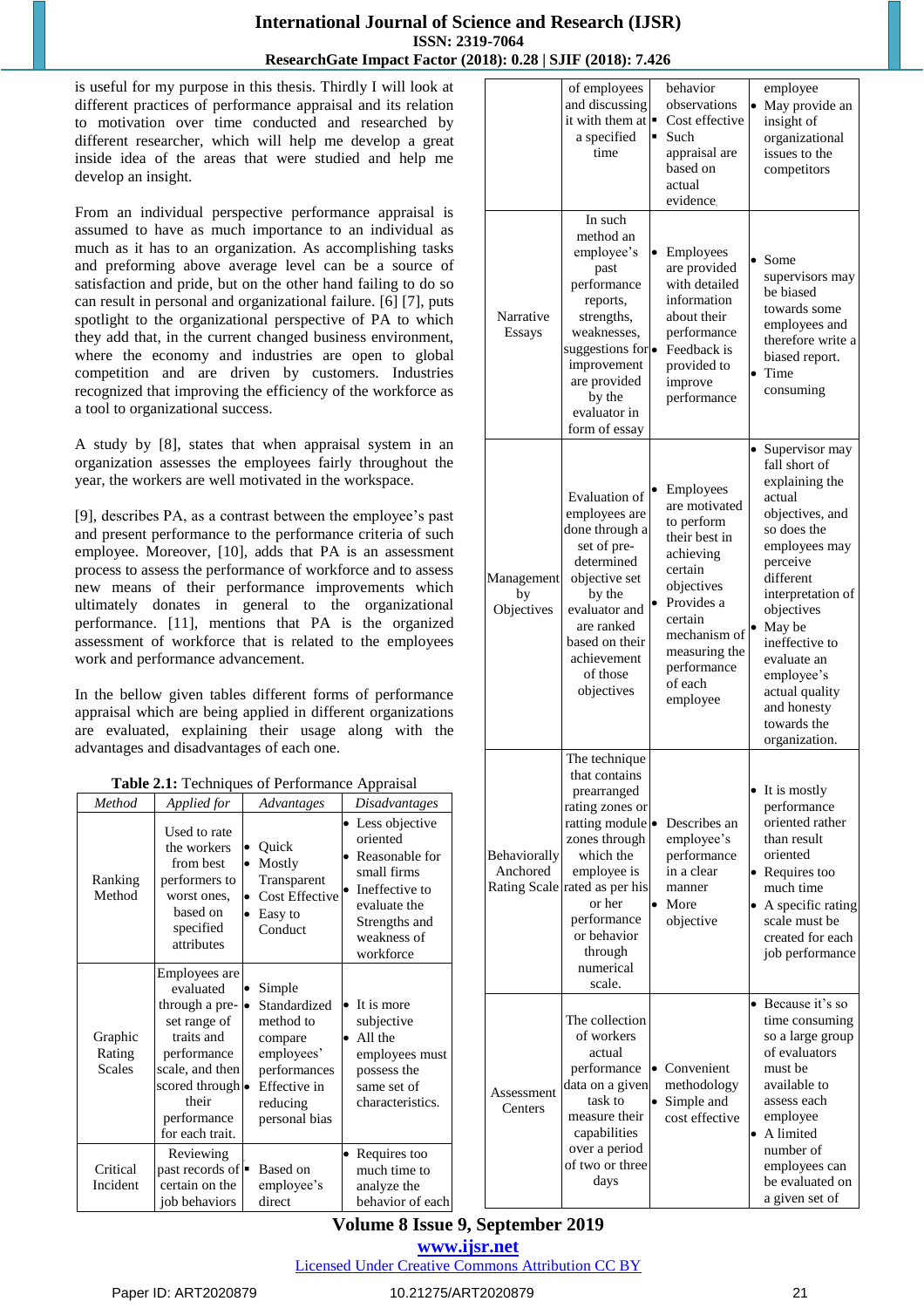is useful for my purpose in this thesis. Thirdly I will look at different practices of performance appraisal and its relation to motivation over time conducted and researched by different researcher, which will help me develop a great inside idea of the areas that were studied and help me develop an insight.

From an individual perspective performance appraisal is assumed to have as much importance to an individual as much as it has to an organization. As accomplishing tasks and preforming above average level can be a source of satisfaction and pride, but on the other hand failing to do so can result in personal and organizational failure. [6] [7], puts spotlight to the organizational perspective of PA to which they add that, in the current changed business environment, where the economy and industries are open to global competition and are driven by customers. Industries recognized that improving the efficiency of the workforce as a tool to organizational success.

A study by [8], states that when appraisal system in an organization assesses the employees fairly throughout the year, the workers are well motivated in the workspace.

[9], describes PA, as a contrast between the employee's past and present performance to the performance criteria of such employee. Moreover, [10], adds that PA is an assessment process to assess the performance of workforce and to assess new means of their performance improvements which ultimately donates in general to the organizational performance. [11], mentions that PA is the organized assessment of workforce that is related to the employees work and performance advancement.

In the bellow given tables different forms of performance appraisal which are being applied in different organizations are evaluated, explaining their usage along with the advantages and disadvantages of each one.

**Table 2.1:** Techniques of Performance Appraisal

| *Method* | *Applied for* | *Advantages* | *Disadvantages* |
|---|---|---|---|
| Ranking Method | Used to rate the workers from best performers to worst ones, based on specified attributes | • Quick<br>• Mostly Transparent<br>• Cost Effective<br>• Easy to Conduct | • Less objective oriented<br>• Reasonable for small firms<br>• Ineffective to evaluate the Strengths and weakness of workforce |
| Graphic Rating Scales | Employees are evaluated through a pre-set range of traits and performance scale, and then scored through their performance for each trait. | • Simple<br>• Standardized method to compare employees' performances<br>• Effective in reducing personal bias | • It is more subjective<br>• All the employees must possess the same set of characteristics. |
| Critical Incident | Reviewing past records of certain on the job behaviors of employees and discussing it with them at a specified time | ▪ Based on employee's direct behavior observations<br>▪ Cost effective<br>▪ Such appraisal are based on actual evidence. | • Requires too much time to analyze the behavior of each employee<br>• May provide an insight of organizational issues to the competitors |
| Narrative Essays | In such method an employee's past performance reports, strengths, weaknesses, suggestions for improvement are provided by the evaluator in form of essay | • Employees are provided with detailed information about their performance<br>• Feedback is provided to improve performance | • Some supervisors may be biased towards some employees and therefore write a biased report.<br>• Time consuming |
| Management by Objectives | Evaluation of employees are done through a set of pre-determined objective set by the evaluator and are ranked based on their achievement of those objectives | • Employees are motivated to perform their best in achieving certain objectives<br>• Provides a certain mechanism of measuring the performance of each employee | • Supervisor may fall short of explaining the actual objectives, and so does the employees may perceive different interpretation of objectives<br>• May be ineffective to evaluate an employee's actual quality and honesty towards the organization. |
| Behaviorally Anchored Rating Scale | The technique that contains prearranged rating zones or rating module zones through which the employee is rated as per his or her performance or behavior through numerical scale. | • Describes an employee's performance in a clear manner<br>• More objective | • It is mostly performance oriented rather than result oriented<br>• Requires too much time<br>• A specific rating scale must be created for each job performance |
| Assessment Centers | The collection of workers actual performance data on a given task to measure their capabilities over a period of two or three days | • Convenient methodology<br>• Simple and cost effective | • Because it's so time consuming so a large group of evaluators must be available to assess each employee<br>• A limited number of employees can be evaluated on a given set of |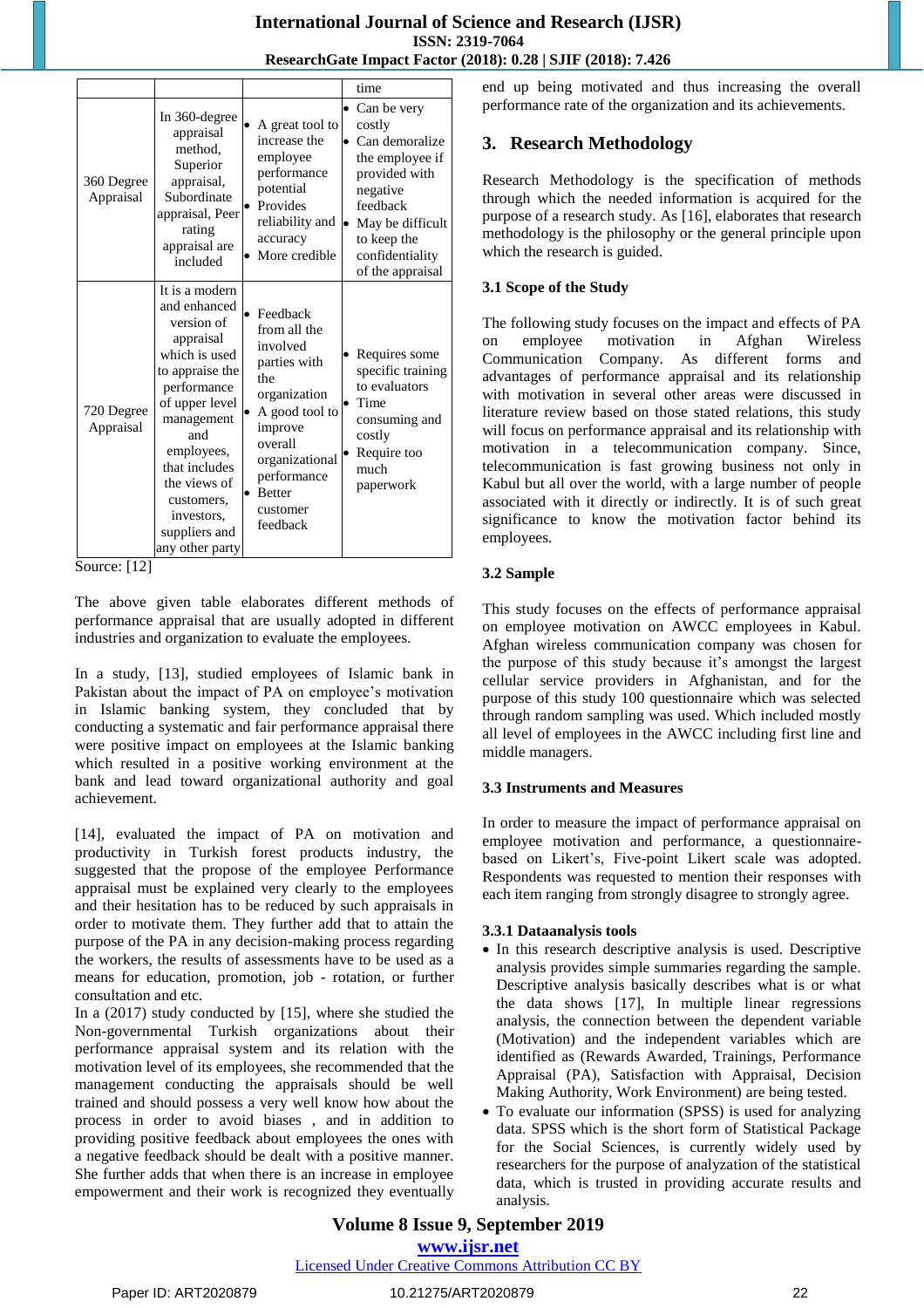| | | | time |
|---|---|---|---|
| 360 Degree Appraisal | In 360-degree appraisal method, Superior appraisal, Subordinate appraisal, Peer rating appraisal are included | • A great tool to increase the employee performance potential<br>• Provides reliability and accuracy<br>• More credible | • Can be very costly<br>• Can demoralize the employee if provided with negative feedback<br>• May be difficult to keep the confidentiality of the appraisal |
| 720 Degree Appraisal | It is a modern and enhanced version of appraisal which is used to appraise the performance of upper level management and employees, that includes the views of customers, investors, suppliers and any other party | • Feedback from all the involved parties with the organization<br>• A good tool to improve overall organizational performance<br>• Better customer feedback | • Requires some specific training to evaluators<br>• Time consuming and costly<br>• Require too much paperwork |

Source: [12]

The above given table elaborates different methods of performance appraisal that are usually adopted in different industries and organization to evaluate the employees.

In a study, [13], studied employees of Islamic bank in Pakistan about the impact of PA on employee's motivation in Islamic banking system, they concluded that by conducting a systematic and fair performance appraisal there were positive impact on employees at the Islamic banking which resulted in a positive working environment at the bank and lead toward organizational authority and goal achievement.

[14], evaluated the impact of PA on motivation and productivity in Turkish forest products industry, the suggested that the propose of the employee Performance appraisal must be explained very clearly to the employees and their hesitation has to be reduced by such appraisals in order to motivate them. They further add that to attain the purpose of the PA in any decision-making process regarding the workers, the results of assessments have to be used as a means for education, promotion, job - rotation, or further consultation and etc.

In a (2017) study conducted by [15], where she studied the Non-governmental Turkish organizations about their performance appraisal system and its relation with the motivation level of its employees, she recommended that the management conducting the appraisals should be well trained and should possess a very well know how about the process in order to avoid biases , and in addition to providing positive feedback about employees the ones with a negative feedback should be dealt with a positive manner. She further adds that when there is an increase in employee empowerment and their work is recognized they eventually end up being motivated and thus increasing the overall performance rate of the organization and its achievements.

## 3. Research Methodology

Research Methodology is the specification of methods through which the needed information is acquired for the purpose of a research study. As [16], elaborates that research methodology is the philosophy or the general principle upon which the research is guided.

### 3.1 Scope of the Study

The following study focuses on the impact and effects of PA on employee motivation in Afghan Wireless Communication Company. As different forms and advantages of performance appraisal and its relationship with motivation in several other areas were discussed in literature review based on those stated relations, this study will focus on performance appraisal and its relationship with motivation in a telecommunication company. Since, telecommunication is fast growing business not only in Kabul but all over the world, with a large number of people associated with it directly or indirectly. It is of such great significance to know the motivation factor behind its employees.

### 3.2 Sample

This study focuses on the effects of performance appraisal on employee motivation on AWCC employees in Kabul. Afghan wireless communication company was chosen for the purpose of this study because it's amongst the largest cellular service providers in Afghanistan, and for the purpose of this study 100 questionnaire which was selected through random sampling was used. Which included mostly all level of employees in the AWCC including first line and middle managers.

### 3.3 Instruments and Measures

In order to measure the impact of performance appraisal on employee motivation and performance, a questionnaire-based on Likert's, Five-point Likert scale was adopted. Respondents was requested to mention their responses with each item ranging from strongly disagree to strongly agree.

#### 3.3.1 Dataanalysis tools

- In this research descriptive analysis is used. Descriptive analysis provides simple summaries regarding the sample. Descriptive analysis basically describes what is or what the data shows [17], In multiple linear regressions analysis, the connection between the dependent variable (Motivation) and the independent variables which are identified as (Rewards Awarded, Trainings, Performance Appraisal (PA), Satisfaction with Appraisal, Decision Making Authority, Work Environment) are being tested.
- To evaluate our information (SPSS) is used for analyzing data. SPSS which is the short form of Statistical Package for the Social Sciences, is currently widely used by researchers for the purpose of analyzation of the statistical data, which is trusted in providing accurate results and analysis.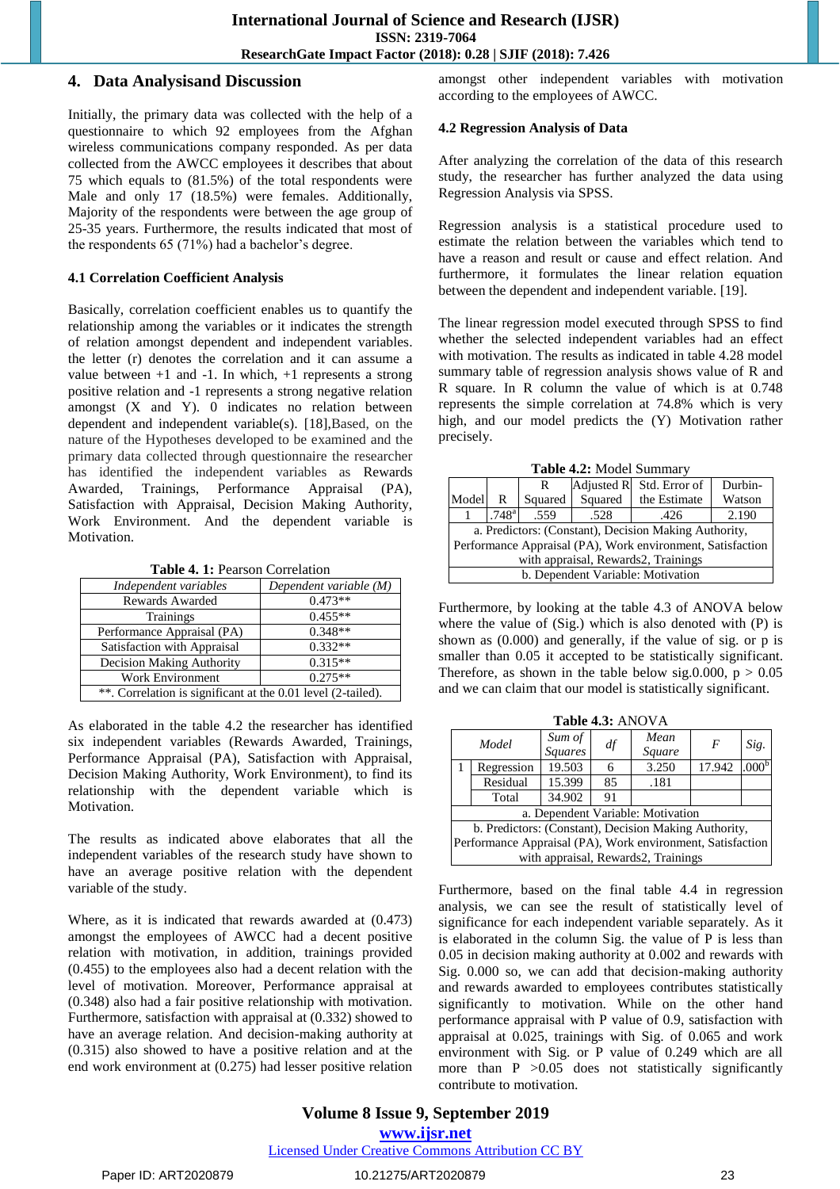## 4. Data Analysisand Discussion

Initially, the primary data was collected with the help of a questionnaire to which 92 employees from the Afghan wireless communications company responded. As per data collected from the AWCC employees it describes that about 75 which equals to (81.5%) of the total respondents were Male and only 17 (18.5%) were females. Additionally, Majority of the respondents were between the age group of 25-35 years. Furthermore, the results indicated that most of the respondents 65 (71%) had a bachelor's degree.

### 4.1 Correlation Coefficient Analysis

Basically, correlation coefficient enables us to quantify the relationship among the variables or it indicates the strength of relation amongst dependent and independent variables. the letter (r) denotes the correlation and it can assume a value between +1 and -1. In which, +1 represents a strong positive relation and -1 represents a strong negative relation amongst (X and Y). 0 indicates no relation between dependent and independent variable(s). [18],Based, on the nature of the Hypotheses developed to be examined and the primary data collected through questionnaire the researcher has identified the independent variables as Rewards Awarded, Trainings, Performance Appraisal (PA), Satisfaction with Appraisal, Decision Making Authority, Work Environment. And the dependent variable is Motivation.

**Table 4. 1:** Pearson Correlation

| *Independent variables* | *Dependent variable (M)* |
|---|---|
| Rewards Awarded | 0.473** |
| Trainings | 0.455** |
| Performance Appraisal (PA) | 0.348** |
| Satisfaction with Appraisal | 0.332** |
| Decision Making Authority | 0.315** |
| Work Environment | 0.275** |
| **. Correlation is significant at the 0.01 level (2-tailed). | |

As elaborated in the table 4.2 the researcher has identified six independent variables (Rewards Awarded, Trainings, Performance Appraisal (PA), Satisfaction with Appraisal, Decision Making Authority, Work Environment), to find its relationship with the dependent variable which is Motivation.

The results as indicated above elaborates that all the independent variables of the research study have shown to have an average positive relation with the dependent variable of the study.

Where, as it is indicated that rewards awarded at (0.473) amongst the employees of AWCC had a decent positive relation with motivation, in addition, trainings provided (0.455) to the employees also had a decent relation with the level of motivation. Moreover, Performance appraisal at (0.348) also had a fair positive relationship with motivation. Furthermore, satisfaction with appraisal at (0.332) showed to have an average relation. And decision-making authority at (0.315) also showed to have a positive relation and at the end work environment at (0.275) had lesser positive relation amongst other independent variables with motivation according to the employees of AWCC.

### 4.2 Regression Analysis of Data

After analyzing the correlation of the data of this research study, the researcher has further analyzed the data using Regression Analysis via SPSS.

Regression analysis is a statistical procedure used to estimate the relation between the variables which tend to have a reason and result or cause and effect relation. And furthermore, it formulates the linear relation equation between the dependent and independent variable. [19].

The linear regression model executed through SPSS to find whether the selected independent variables had an effect with motivation. The results as indicated in table 4.28 model summary table of regression analysis shows value of R and R square. In R column the value of which is at 0.748 represents the simple correlation at 74.8% which is very high, and our model predicts the (Y) Motivation rather precisely.

**Table 4.2:** Model Summary

| Model | R | R Squared | Adjusted R Squared | Std. Error of the Estimate | Durbin-Watson |
|---|---|---|---|---|---|
| 1 | .748[a] | .559 | .528 | .426 | 2.190 |
| a. Predictors: (Constant), Decision Making Authority, Performance Appraisal (PA), Work environment, Satisfaction with appraisal, Rewards2, Trainings | | | | | |
| b. Dependent Variable: Motivation | | | | | |

Furthermore, by looking at the table 4.3 of ANOVA below where the value of (Sig.) which is also denoted with (P) is shown as (0.000) and generally, if the value of sig. or p is smaller than 0.05 it accepted to be statistically significant. Therefore, as shown in the table below sig.0.000, p > 0.05 and we can claim that our model is statistically significant.

**Table 4.3:** ANOVA

| *Model* | | *Sum of Squares* | *df* | *Mean Square* | *F* | *Sig.* |
|---|---|---|---|---|---|---|
| 1 | Regression | 19.503 | 6 | 3.250 | 17.942 | .000[b] |
| | Residual | 15.399 | 85 | .181 | | |
| | Total | 34.902 | 91 | | | |
| a. Dependent Variable: Motivation | | | | | | |
| b. Predictors: (Constant), Decision Making Authority, Performance Appraisal (PA), Work environment, Satisfaction with appraisal, Rewards2, Trainings | | | | | | |

Furthermore, based on the final table 4.4 in regression analysis, we can see the result of statistically level of significance for each independent variable separately. As it is elaborated in the column Sig. the value of P is less than 0.05 in decision making authority at 0.002 and rewards with Sig. 0.000 so, we can add that decision-making authority and rewards awarded to employees contributes statistically significantly to motivation. While on the other hand performance appraisal with P value of 0.9, satisfaction with appraisal at 0.025, trainings with Sig. of 0.065 and work environment with Sig. or P value of 0.249 which are all more than P >0.05 does not statistically significantly contribute to motivation.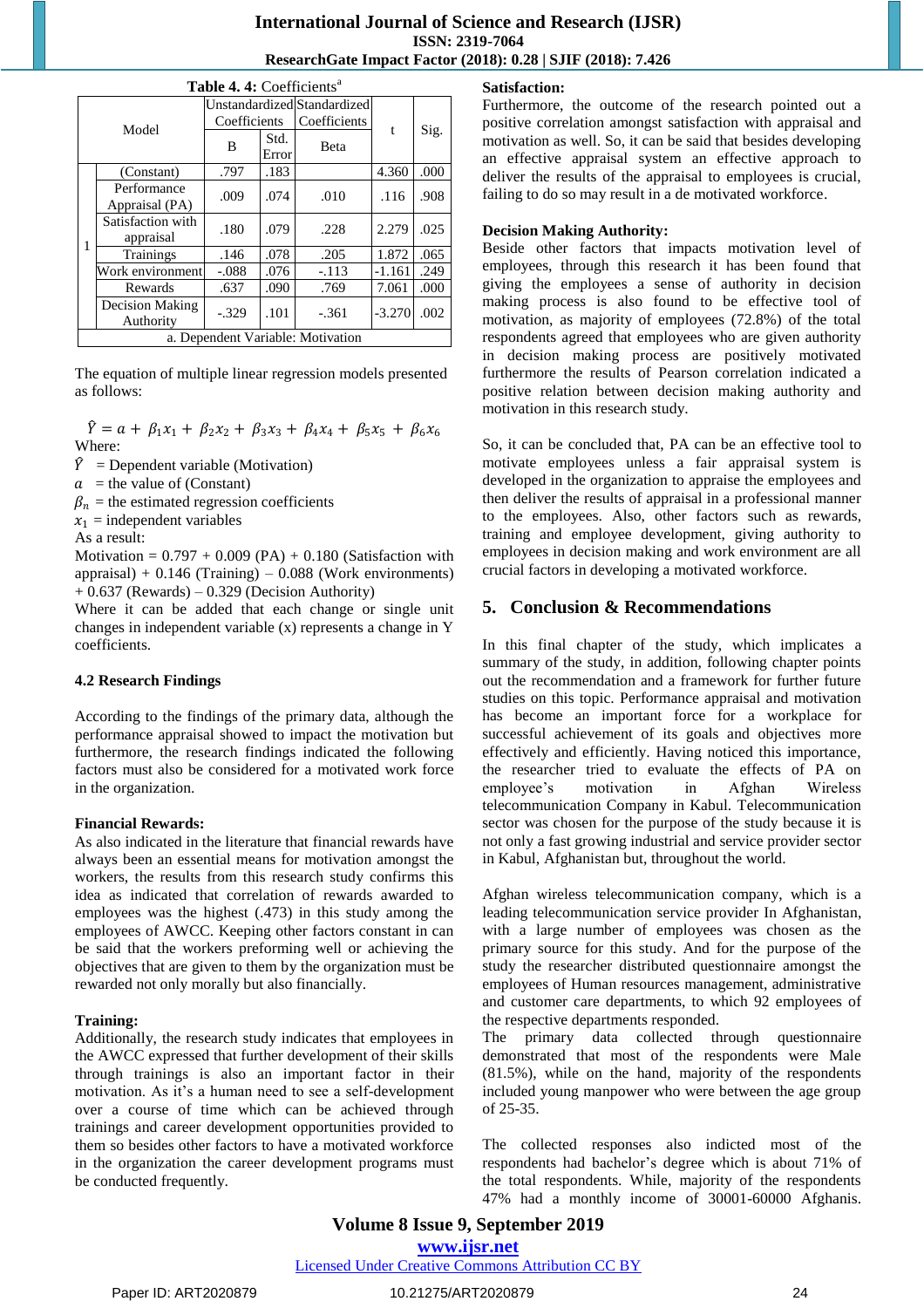**Table 4. 4:** Coefficients[a]

| Model | | Unstandardized Coefficients | | Standardized Coefficients | t | Sig. |
|---|---|---|---|---|---|---|
| | | B | Std. Error | Beta | | |
| 1 | (Constant) | .797 | .183 | | 4.360 | .000 |
| | Performance Appraisal (PA) | .009 | .074 | .010 | .116 | .908 |
| | Satisfaction with appraisal | .180 | .079 | .228 | 2.279 | .025 |
| | Trainings | .146 | .078 | .205 | 1.872 | .065 |
| | Work environment | -.088 | .076 | -.113 | -1.161 | .249 |
| | Rewards | .637 | .090 | .769 | 7.061 | .000 |
| | Decision Making Authority | -.329 | .101 | -.361 | -3.270 | .002 |

a. Dependent Variable: Motivation

The equation of multiple linear regression models presented as follows:

$$\hat{Y} = a + \beta_1 x_1 + \beta_2 x_2 + \beta_3 x_3 + \beta_4 x_4 + \beta_5 x_5 + \beta_6 x_6$$

Where:

$\hat{Y}$ = Dependent variable (Motivation)

$a$ = the value of (Constant)

$\beta_n$ = the estimated regression coefficients

$x_1$ = independent variables

As a result:

Motivation = 0.797 + 0.009 (PA) + 0.180 (Satisfaction with appraisal) + 0.146 (Training) – 0.088 (Work environments) + 0.637 (Rewards) – 0.329 (Decision Authority)

Where it can be added that each change or single unit changes in independent variable (x) represents a change in Y coefficients.

### 4.2 Research Findings

According to the findings of the primary data, although the performance appraisal showed to impact the motivation but furthermore, the research findings indicated the following factors must also be considered for a motivated work force in the organization.

**Financial Rewards:**

As also indicated in the literature that financial rewards have always been an essential means for motivation amongst the workers, the results from this research study confirms this idea as indicated that correlation of rewards awarded to employees was the highest (.473) in this study among the employees of AWCC. Keeping other factors constant in can be said that the workers preforming well or achieving the objectives that are given to them by the organization must be rewarded not only morally but also financially.

**Training:**

Additionally, the research study indicates that employees in the AWCC expressed that further development of their skills through trainings is also an important factor in their motivation. As it's a human need to see a self-development over a course of time which can be achieved through trainings and career development opportunities provided to them so besides other factors to have a motivated workforce in the organization the career development programs must be conducted frequently.

**Satisfaction:**

Furthermore, the outcome of the research pointed out a positive correlation amongst satisfaction with appraisal and motivation as well. So, it can be said that besides developing an effective appraisal system an effective approach to deliver the results of the appraisal to employees is crucial, failing to do so may result in a de motivated workforce.

**Decision Making Authority:**

Beside other factors that impacts motivation level of employees, through this research it has been found that giving the employees a sense of authority in decision making process is also found to be effective tool of motivation, as majority of employees (72.8%) of the total respondents agreed that employees who are given authority in decision making process are positively motivated furthermore the results of Pearson correlation indicated a positive relation between decision making authority and motivation in this research study.

So, it can be concluded that, PA can be an effective tool to motivate employees unless a fair appraisal system is developed in the organization to appraise the employees and then deliver the results of appraisal in a professional manner to the employees. Also, other factors such as rewards, training and employee development, giving authority to employees in decision making and work environment are all crucial factors in developing a motivated workforce.

## 5. Conclusion & Recommendations

In this final chapter of the study, which implicates a summary of the study, in addition, following chapter points out the recommendation and a framework for further future studies on this topic. Performance appraisal and motivation has become an important force for a workplace for successful achievement of its goals and objectives more effectively and efficiently. Having noticed this importance, the researcher tried to evaluate the effects of PA on employee's motivation in Afghan Wireless telecommunication Company in Kabul. Telecommunication sector was chosen for the purpose of the study because it is not only a fast growing industrial and service provider sector in Kabul, Afghanistan but, throughout the world.

Afghan wireless telecommunication company, which is a leading telecommunication service provider In Afghanistan, with a large number of employees was chosen as the primary source for this study. And for the purpose of the study the researcher distributed questionnaire amongst the employees of Human resources management, administrative and customer care departments, to which 92 employees of the respective departments responded.

The primary data collected through questionnaire demonstrated that most of the respondents were Male (81.5%), while on the hand, majority of the respondents included young manpower who were between the age group of 25-35.

The collected responses also indicted most of the respondents had bachelor's degree which is about 71% of the total respondents. While, majority of the respondents 47% had a monthly income of 30001-60000 Afghanis.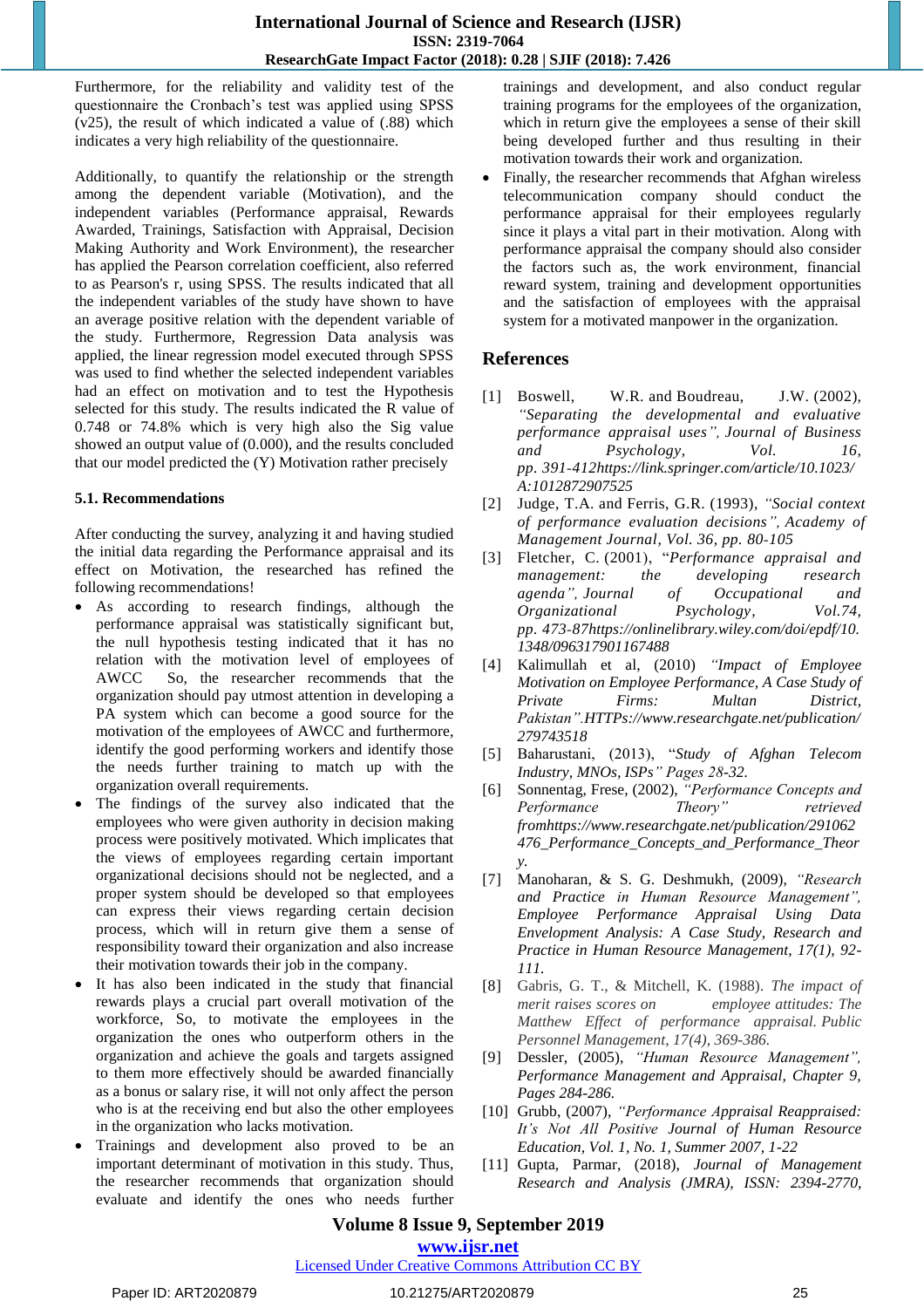Furthermore, for the reliability and validity test of the questionnaire the Cronbach's test was applied using SPSS (v25), the result of which indicated a value of (.88) which indicates a very high reliability of the questionnaire.

Additionally, to quantify the relationship or the strength among the dependent variable (Motivation), and the independent variables (Performance appraisal, Rewards Awarded, Trainings, Satisfaction with Appraisal, Decision Making Authority and Work Environment), the researcher has applied the Pearson correlation coefficient, also referred to as Pearson's r, using SPSS. The results indicated that all the independent variables of the study have shown to have an average positive relation with the dependent variable of the study. Furthermore, Regression Data analysis was applied, the linear regression model executed through SPSS was used to find whether the selected independent variables had an effect on motivation and to test the Hypothesis selected for this study. The results indicated the R value of 0.748 or 74.8% which is very high also the Sig value showed an output value of (0.000), and the results concluded that our model predicted the (Y) Motivation rather precisely

### 5.1. Recommendations

After conducting the survey, analyzing it and having studied the initial data regarding the Performance appraisal and its effect on Motivation, the researched has refined the following recommendations!

- As according to research findings, although the performance appraisal was statistically significant but, the null hypothesis testing indicated that it has no relation with the motivation level of employees of AWCC So, the researcher recommends that the organization should pay utmost attention in developing a PA system which can become a good source for the motivation of the employees of AWCC and furthermore, identify the good performing workers and identify those the needs further training to match up with the organization overall requirements.
- The findings of the survey also indicated that the employees who were given authority in decision making process were positively motivated. Which implicates that the views of employees regarding certain important organizational decisions should not be neglected, and a proper system should be developed so that employees can express their views regarding certain decision process, which will in return give them a sense of responsibility toward their organization and also increase their motivation towards their job in the company.
- It has also been indicated in the study that financial rewards plays a crucial part overall motivation of the workforce, So, to motivate the employees in the organization the ones who outperform others in the organization and achieve the goals and targets assigned to them more effectively should be awarded financially as a bonus or salary rise, it will not only affect the person who is at the receiving end but also the other employees in the organization who lacks motivation.
- Trainings and development also proved to be an important determinant of motivation in this study. Thus, the researcher recommends that organization should evaluate and identify the ones who needs further trainings and development, and also conduct regular training programs for the employees of the organization, which in return give the employees a sense of their skill being developed further and thus resulting in their motivation towards their work and organization.
- Finally, the researcher recommends that Afghan wireless telecommunication company should conduct the performance appraisal for their employees regularly since it plays a vital part in their motivation. Along with performance appraisal the company should also consider the factors such as, the work environment, financial reward system, training and development opportunities and the satisfaction of employees with the appraisal system for a motivated manpower in the organization.

## References

[1] Boswell, W.R. and Boudreau, J.W. (2002), *"Separating the developmental and evaluative performance appraisal uses", Journal of Business and Psychology, Vol. 16, pp. 391-412https://link.springer.com/article/10.1023/A:1012872907525*

[2] Judge, T.A. and Ferris, G.R. (1993), *"Social context of performance evaluation decisions", Academy of Management Journal, Vol. 36, pp. 80-105*

[3] Fletcher, C. (2001), "*Performance appraisal and management: the developing research agenda", Journal of Occupational and Organizational Psychology, Vol.74, pp. 473-87https://onlinelibrary.wiley.com/doi/epdf/10.1348/096317901167488*

[4] Kalimullah et al, (2010) *"Impact of Employee Motivation on Employee Performance, A Case Study of Private Firms: Multan District, Pakistan".HTTPs://www.researchgate.net/publication/279743518*

[5] Baharustani, (2013), "*Study of Afghan Telecom Industry, MNOs, ISPs" Pages 28-32.*

[6] Sonnentag, Frese, (2002), *"Performance Concepts and Performance Theory" retrieved fromhttps://www.researchgate.net/publication/291062476_Performance_Concepts_and_Performance_Theory.*

[7] Manoharan, & S. G. Deshmukh, (2009), *"Research and Practice in Human Resource Management", Employee Performance Appraisal Using Data Envelopment Analysis: A Case Study, Research and Practice in Human Resource Management, 17(1), 92-111.*

[8] Gabris, G. T., & Mitchell, K. (1988). *The impact of merit raises scores on employee attitudes: The Matthew Effect of performance appraisal. Public Personnel Management, 17(4), 369-386.*

[9] Dessler, (2005), *"Human Resource Management", Performance Management and Appraisal, Chapter 9, Pages 284-286.*

[10] Grubb, (2007), *"Performance Appraisal Reappraised: It's Not All Positive Journal of Human Resource Education, Vol. 1, No. 1, Summer 2007, 1-22*

[11] Gupta, Parmar, (2018), *Journal of Management Research and Analysis (JMRA), ISSN: 2394-2770,*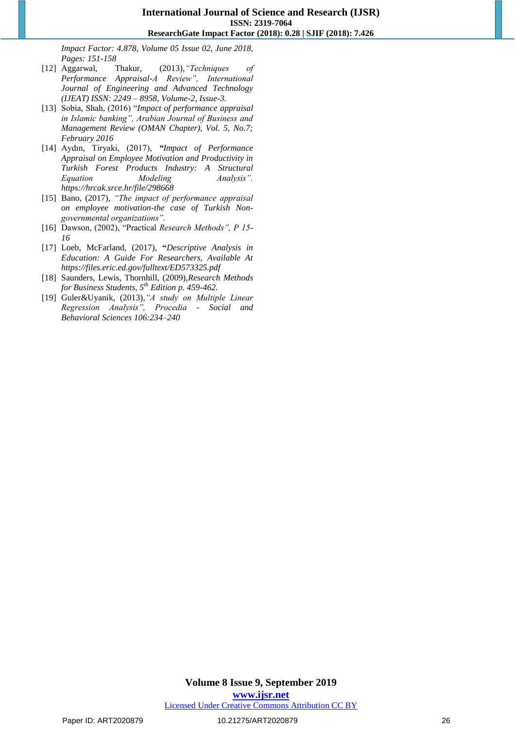*Impact Factor: 4.878, Volume 05 Issue 02, June 2018, Pages: 151-158*

[12] Aggarwal, Thakur, (2013),*"Techniques of Performance Appraisal-A Review", International Journal of Engineering and Advanced Technology (IJEAT) ISSN: 2249 – 8958, Volume-2, Issue-3.*

[13] Sobia, Shah, (2016) "*Impact of performance appraisal in Islamic banking", Arabian Journal of Business and Management Review (OMAN Chapter), Vol. 5, No.7; February 2016*

[14] Aydın, Tiryaki, (2017), *"Impact of Performance Appraisal on Employee Motivation and Productivity in Turkish Forest Products Industry: A Structural Equation Modeling Analysis". https://hrcak.srce.hr/file/298668*

[15] Bano, (2017), *"The impact of performance appraisal on employee motivation-the case of Turkish Non-governmental organizations".*

[16] Dawson, (2002), "Practical *Research Methods", P 15-16*

[17] Loeb, McFarland, (2017), *"Descriptive Analysis in Education: A Guide For Researchers, Available At https://files.eric.ed.gov/fulltext/ED573325.pdf*

[18] Saunders, Lewis, Thornhill, (2009),*Research Methods for Business Students, 5th Edition p. 459-462.*

[19] Guler&Uyanik, (2013),*"A study on Multiple Linear Regression Analysis", Procedia - Social and Behavioral Sciences 106:234–240*